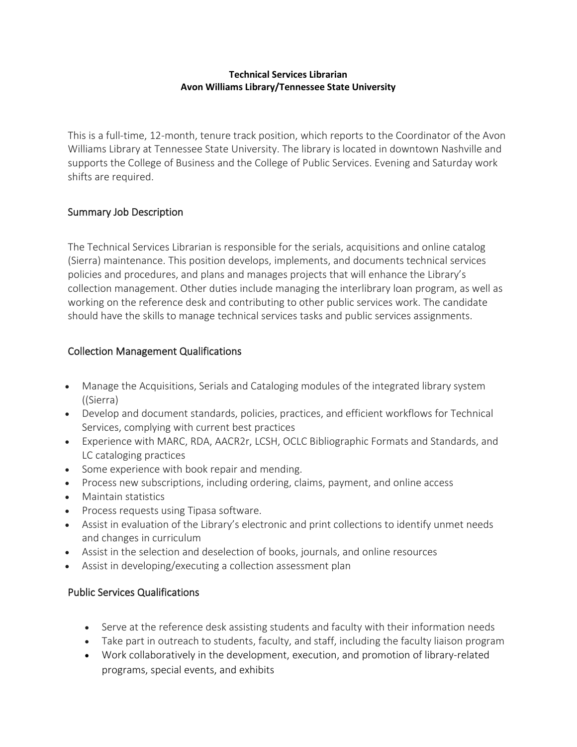**Technical Services Librarian**
**Avon Williams Library/Tennessee State University**

This is a full-time, 12-month, tenure track position, which reports to the Coordinator of the Avon Williams Library at Tennessee State University. The library is located in downtown Nashville and supports the College of Business and the College of Public Services. Evening and Saturday work shifts are required.

## Summary Job Description

The Technical Services Librarian is responsible for the serials, acquisitions and online catalog (Sierra) maintenance. This position develops, implements, and documents technical services policies and procedures, and plans and manages projects that will enhance the Library's collection management. Other duties include managing the interlibrary loan program, as well as working on the reference desk and contributing to other public services work. The candidate should have the skills to manage technical services tasks and public services assignments.

## Collection Management Qualifications

- Manage the Acquisitions, Serials and Cataloging modules of the integrated library system ((Sierra)
- Develop and document standards, policies, practices, and efficient workflows for Technical Services, complying with current best practices
- Experience with MARC, RDA, AACR2r, LCSH, OCLC Bibliographic Formats and Standards, and LC cataloging practices
- Some experience with book repair and mending.
- Process new subscriptions, including ordering, claims, payment, and online access
- Maintain statistics
- Process requests using Tipasa software.
- Assist in evaluation of the Library's electronic and print collections to identify unmet needs and changes in curriculum
- Assist in the selection and deselection of books, journals, and online resources
- Assist in developing/executing a collection assessment plan

## Public Services Qualifications

- Serve at the reference desk assisting students and faculty with their information needs
- Take part in outreach to students, faculty, and staff, including the faculty liaison program
- Work collaboratively in the development, execution, and promotion of library-related programs, special events, and exhibits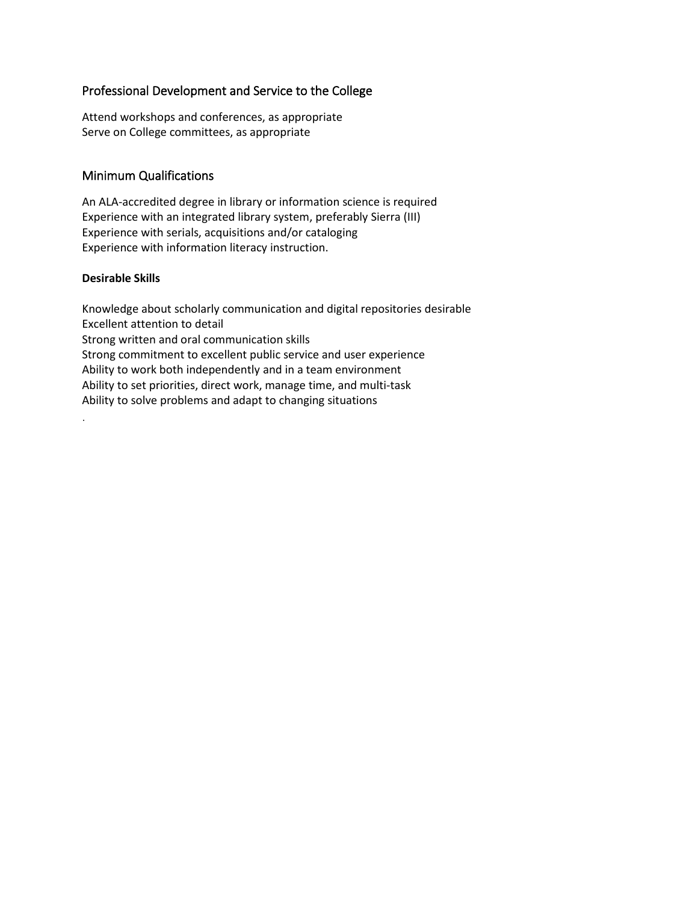## Professional Development and Service to the College

Attend workshops and conferences, as appropriate
Serve on College committees, as appropriate

## Minimum Qualifications

An ALA-accredited degree in library or information science is required
Experience with an integrated library system, preferably Sierra (III)
Experience with serials, acquisitions and/or cataloging
Experience with information literacy instruction.

**Desirable Skills**

Knowledge about scholarly communication and digital repositories desirable
Excellent attention to detail
Strong written and oral communication skills
Strong commitment to excellent public service and user experience
Ability to work both independently and in a team environment
Ability to set priorities, direct work, manage time, and multi-task
Ability to solve problems and adapt to changing situations

.